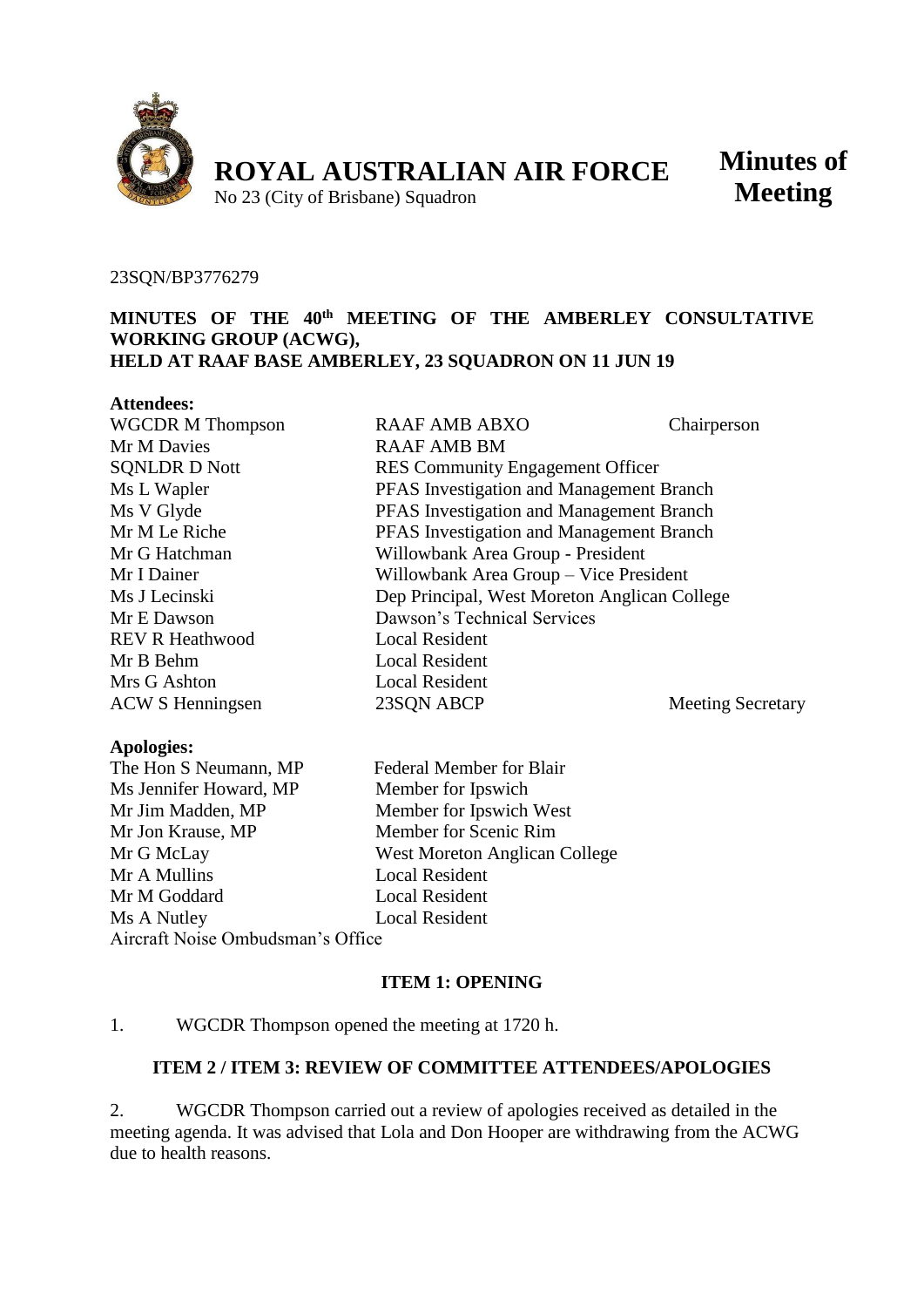**ROYAL AUSTRALIAN AIR FORCE**
No 23 (City of Brisbane) Squadron

**Minutes of Meeting**

23SQN/BP3776279

**MINUTES OF THE 40th MEETING OF THE AMBERLEY CONSULTATIVE WORKING GROUP (ACWG), HELD AT RAAF BASE AMBERLEY, 23 SQUADRON ON 11 JUN 19**

**Attendees:**

| | | |
|---|---|---|
| WGCDR M Thompson | RAAF AMB ABXO | Chairperson |
| Mr M Davies | RAAF AMB BM | |
| SQNLDR D Nott | RES Community Engagement Officer | |
| Ms L Wapler | PFAS Investigation and Management Branch | |
| Ms V Glyde | PFAS Investigation and Management Branch | |
| Mr M Le Riche | PFAS Investigation and Management Branch | |
| Mr G Hatchman | Willowbank Area Group - President | |
| Mr I Dainer | Willowbank Area Group – Vice President | |
| Ms J Lecinski | Dep Principal, West Moreton Anglican College | |
| Mr E Dawson | Dawson's Technical Services | |
| REV R Heathwood | Local Resident | |
| Mr B Behm | Local Resident | |
| Mrs G Ashton | Local Resident | |
| ACW S Henningsen | 23SQN ABCP | Meeting Secretary |

**Apologies:**

| | |
|---|---|
| The Hon S Neumann, MP | Federal Member for Blair |
| Ms Jennifer Howard, MP | Member for Ipswich |
| Mr Jim Madden, MP | Member for Ipswich West |
| Mr Jon Krause, MP | Member for Scenic Rim |
| Mr G McLay | West Moreton Anglican College |
| Mr A Mullins | Local Resident |
| Mr M Goddard | Local Resident |
| Ms A Nutley | Local Resident |
| Aircraft Noise Ombudsman's Office | |

**ITEM 1: OPENING**

1. WGCDR Thompson opened the meeting at 1720 h.

**ITEM 2 / ITEM 3: REVIEW OF COMMITTEE ATTENDEES/APOLOGIES**

2. WGCDR Thompson carried out a review of apologies received as detailed in the meeting agenda. It was advised that Lola and Don Hooper are withdrawing from the ACWG due to health reasons.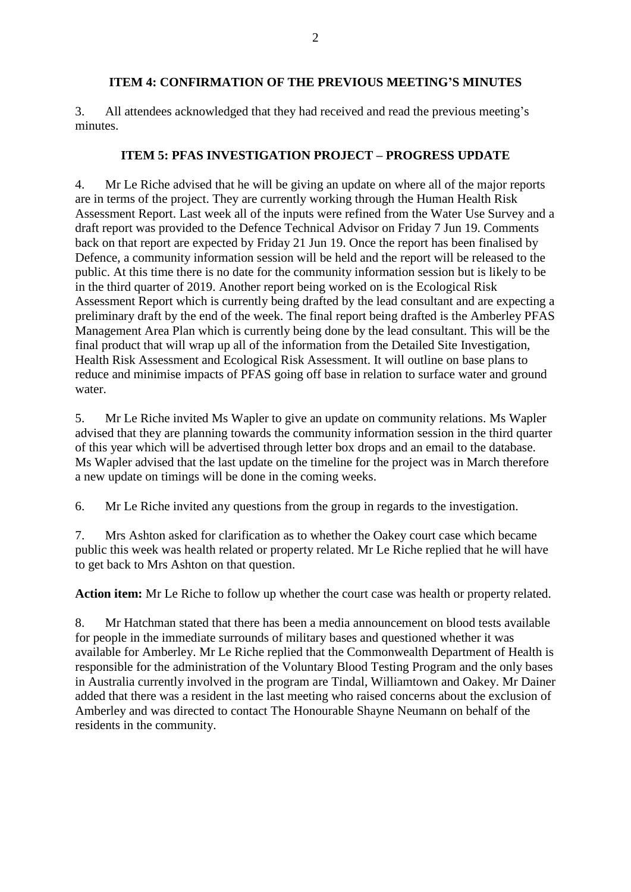## ITEM 4: CONFIRMATION OF THE PREVIOUS MEETING'S MINUTES

3. All attendees acknowledged that they had received and read the previous meeting's minutes.

## ITEM 5: PFAS INVESTIGATION PROJECT – PROGRESS UPDATE

4. Mr Le Riche advised that he will be giving an update on where all of the major reports are in terms of the project. They are currently working through the Human Health Risk Assessment Report. Last week all of the inputs were refined from the Water Use Survey and a draft report was provided to the Defence Technical Advisor on Friday 7 Jun 19. Comments back on that report are expected by Friday 21 Jun 19. Once the report has been finalised by Defence, a community information session will be held and the report will be released to the public. At this time there is no date for the community information session but is likely to be in the third quarter of 2019. Another report being worked on is the Ecological Risk Assessment Report which is currently being drafted by the lead consultant and are expecting a preliminary draft by the end of the week. The final report being drafted is the Amberley PFAS Management Area Plan which is currently being done by the lead consultant. This will be the final product that will wrap up all of the information from the Detailed Site Investigation, Health Risk Assessment and Ecological Risk Assessment. It will outline on base plans to reduce and minimise impacts of PFAS going off base in relation to surface water and ground water.

5. Mr Le Riche invited Ms Wapler to give an update on community relations. Ms Wapler advised that they are planning towards the community information session in the third quarter of this year which will be advertised through letter box drops and an email to the database. Ms Wapler advised that the last update on the timeline for the project was in March therefore a new update on timings will be done in the coming weeks.

6. Mr Le Riche invited any questions from the group in regards to the investigation.

7. Mrs Ashton asked for clarification as to whether the Oakey court case which became public this week was health related or property related. Mr Le Riche replied that he will have to get back to Mrs Ashton on that question.

**Action item:** Mr Le Riche to follow up whether the court case was health or property related.

8. Mr Hatchman stated that there has been a media announcement on blood tests available for people in the immediate surrounds of military bases and questioned whether it was available for Amberley. Mr Le Riche replied that the Commonwealth Department of Health is responsible for the administration of the Voluntary Blood Testing Program and the only bases in Australia currently involved in the program are Tindal, Williamtown and Oakey. Mr Dainer added that there was a resident in the last meeting who raised concerns about the exclusion of Amberley and was directed to contact The Honourable Shayne Neumann on behalf of the residents in the community.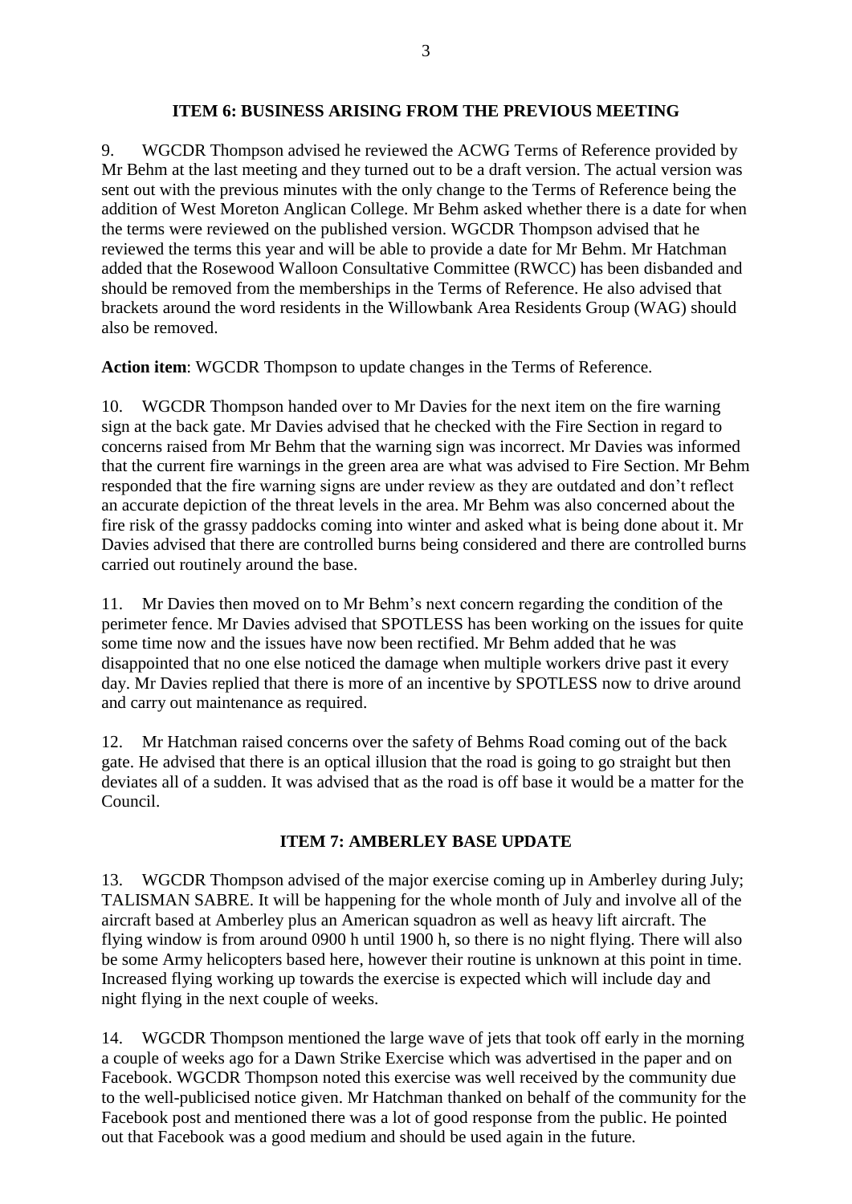## ITEM 6: BUSINESS ARISING FROM THE PREVIOUS MEETING

9. WGCDR Thompson advised he reviewed the ACWG Terms of Reference provided by Mr Behm at the last meeting and they turned out to be a draft version. The actual version was sent out with the previous minutes with the only change to the Terms of Reference being the addition of West Moreton Anglican College. Mr Behm asked whether there is a date for when the terms were reviewed on the published version. WGCDR Thompson advised that he reviewed the terms this year and will be able to provide a date for Mr Behm. Mr Hatchman added that the Rosewood Walloon Consultative Committee (RWCC) has been disbanded and should be removed from the memberships in the Terms of Reference. He also advised that brackets around the word residents in the Willowbank Area Residents Group (WAG) should also be removed.

**Action item**: WGCDR Thompson to update changes in the Terms of Reference.

10. WGCDR Thompson handed over to Mr Davies for the next item on the fire warning sign at the back gate. Mr Davies advised that he checked with the Fire Section in regard to concerns raised from Mr Behm that the warning sign was incorrect. Mr Davies was informed that the current fire warnings in the green area are what was advised to Fire Section. Mr Behm responded that the fire warning signs are under review as they are outdated and don't reflect an accurate depiction of the threat levels in the area. Mr Behm was also concerned about the fire risk of the grassy paddocks coming into winter and asked what is being done about it. Mr Davies advised that there are controlled burns being considered and there are controlled burns carried out routinely around the base.

11. Mr Davies then moved on to Mr Behm's next concern regarding the condition of the perimeter fence. Mr Davies advised that SPOTLESS has been working on the issues for quite some time now and the issues have now been rectified. Mr Behm added that he was disappointed that no one else noticed the damage when multiple workers drive past it every day. Mr Davies replied that there is more of an incentive by SPOTLESS now to drive around and carry out maintenance as required.

12. Mr Hatchman raised concerns over the safety of Behms Road coming out of the back gate. He advised that there is an optical illusion that the road is going to go straight but then deviates all of a sudden. It was advised that as the road is off base it would be a matter for the Council.

## ITEM 7: AMBERLEY BASE UPDATE

13. WGCDR Thompson advised of the major exercise coming up in Amberley during July; TALISMAN SABRE. It will be happening for the whole month of July and involve all of the aircraft based at Amberley plus an American squadron as well as heavy lift aircraft. The flying window is from around 0900 h until 1900 h, so there is no night flying. There will also be some Army helicopters based here, however their routine is unknown at this point in time. Increased flying working up towards the exercise is expected which will include day and night flying in the next couple of weeks.

14. WGCDR Thompson mentioned the large wave of jets that took off early in the morning a couple of weeks ago for a Dawn Strike Exercise which was advertised in the paper and on Facebook. WGCDR Thompson noted this exercise was well received by the community due to the well-publicised notice given. Mr Hatchman thanked on behalf of the community for the Facebook post and mentioned there was a lot of good response from the public. He pointed out that Facebook was a good medium and should be used again in the future.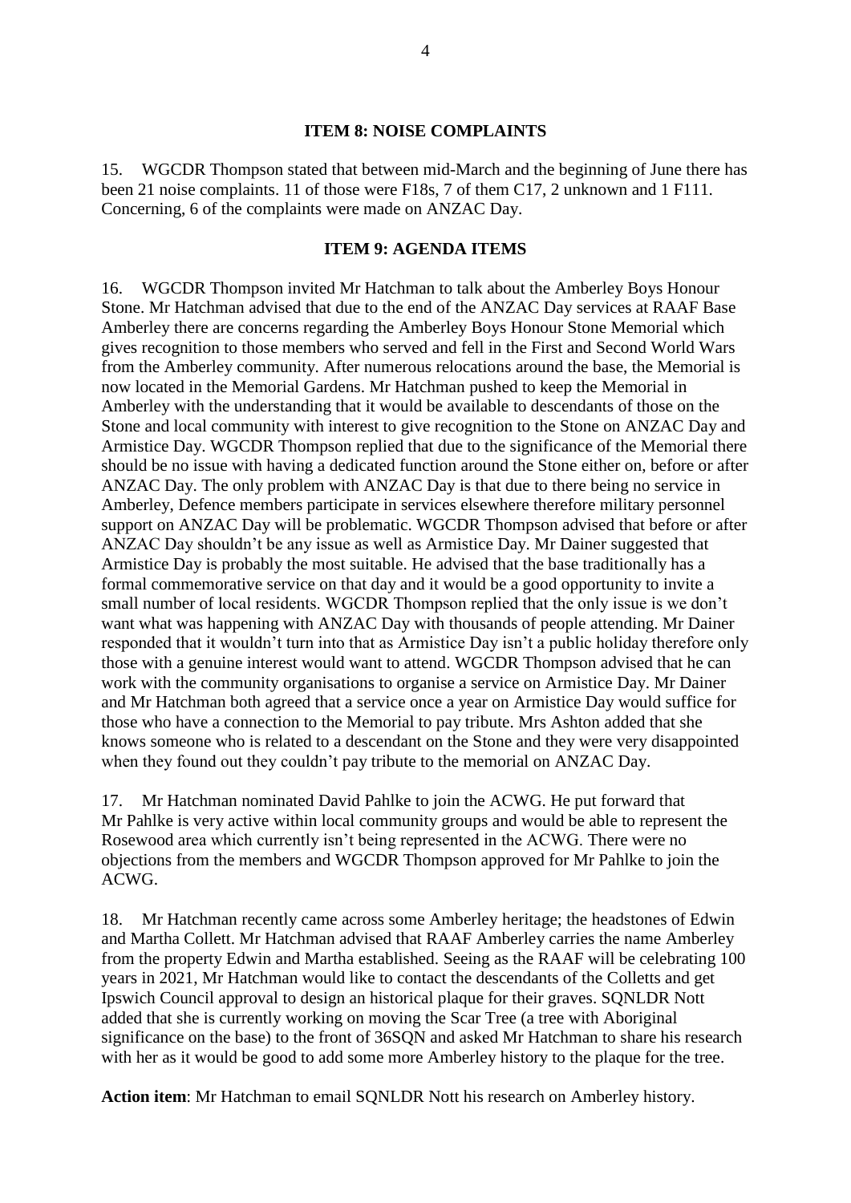## ITEM 8: NOISE COMPLAINTS

15. WGCDR Thompson stated that between mid-March and the beginning of June there has been 21 noise complaints. 11 of those were F18s, 7 of them C17, 2 unknown and 1 F111. Concerning, 6 of the complaints were made on ANZAC Day.

## ITEM 9: AGENDA ITEMS

16. WGCDR Thompson invited Mr Hatchman to talk about the Amberley Boys Honour Stone. Mr Hatchman advised that due to the end of the ANZAC Day services at RAAF Base Amberley there are concerns regarding the Amberley Boys Honour Stone Memorial which gives recognition to those members who served and fell in the First and Second World Wars from the Amberley community. After numerous relocations around the base, the Memorial is now located in the Memorial Gardens. Mr Hatchman pushed to keep the Memorial in Amberley with the understanding that it would be available to descendants of those on the Stone and local community with interest to give recognition to the Stone on ANZAC Day and Armistice Day. WGCDR Thompson replied that due to the significance of the Memorial there should be no issue with having a dedicated function around the Stone either on, before or after ANZAC Day. The only problem with ANZAC Day is that due to there being no service in Amberley, Defence members participate in services elsewhere therefore military personnel support on ANZAC Day will be problematic. WGCDR Thompson advised that before or after ANZAC Day shouldn't be any issue as well as Armistice Day. Mr Dainer suggested that Armistice Day is probably the most suitable. He advised that the base traditionally has a formal commemorative service on that day and it would be a good opportunity to invite a small number of local residents. WGCDR Thompson replied that the only issue is we don't want what was happening with ANZAC Day with thousands of people attending. Mr Dainer responded that it wouldn't turn into that as Armistice Day isn't a public holiday therefore only those with a genuine interest would want to attend. WGCDR Thompson advised that he can work with the community organisations to organise a service on Armistice Day. Mr Dainer and Mr Hatchman both agreed that a service once a year on Armistice Day would suffice for those who have a connection to the Memorial to pay tribute. Mrs Ashton added that she knows someone who is related to a descendant on the Stone and they were very disappointed when they found out they couldn't pay tribute to the memorial on ANZAC Day.

17. Mr Hatchman nominated David Pahlke to join the ACWG. He put forward that Mr Pahlke is very active within local community groups and would be able to represent the Rosewood area which currently isn't being represented in the ACWG. There were no objections from the members and WGCDR Thompson approved for Mr Pahlke to join the ACWG.

18. Mr Hatchman recently came across some Amberley heritage; the headstones of Edwin and Martha Collett. Mr Hatchman advised that RAAF Amberley carries the name Amberley from the property Edwin and Martha established. Seeing as the RAAF will be celebrating 100 years in 2021, Mr Hatchman would like to contact the descendants of the Colletts and get Ipswich Council approval to design an historical plaque for their graves. SQNLDR Nott added that she is currently working on moving the Scar Tree (a tree with Aboriginal significance on the base) to the front of 36SQN and asked Mr Hatchman to share his research with her as it would be good to add some more Amberley history to the plaque for the tree.

**Action item**: Mr Hatchman to email SQNLDR Nott his research on Amberley history.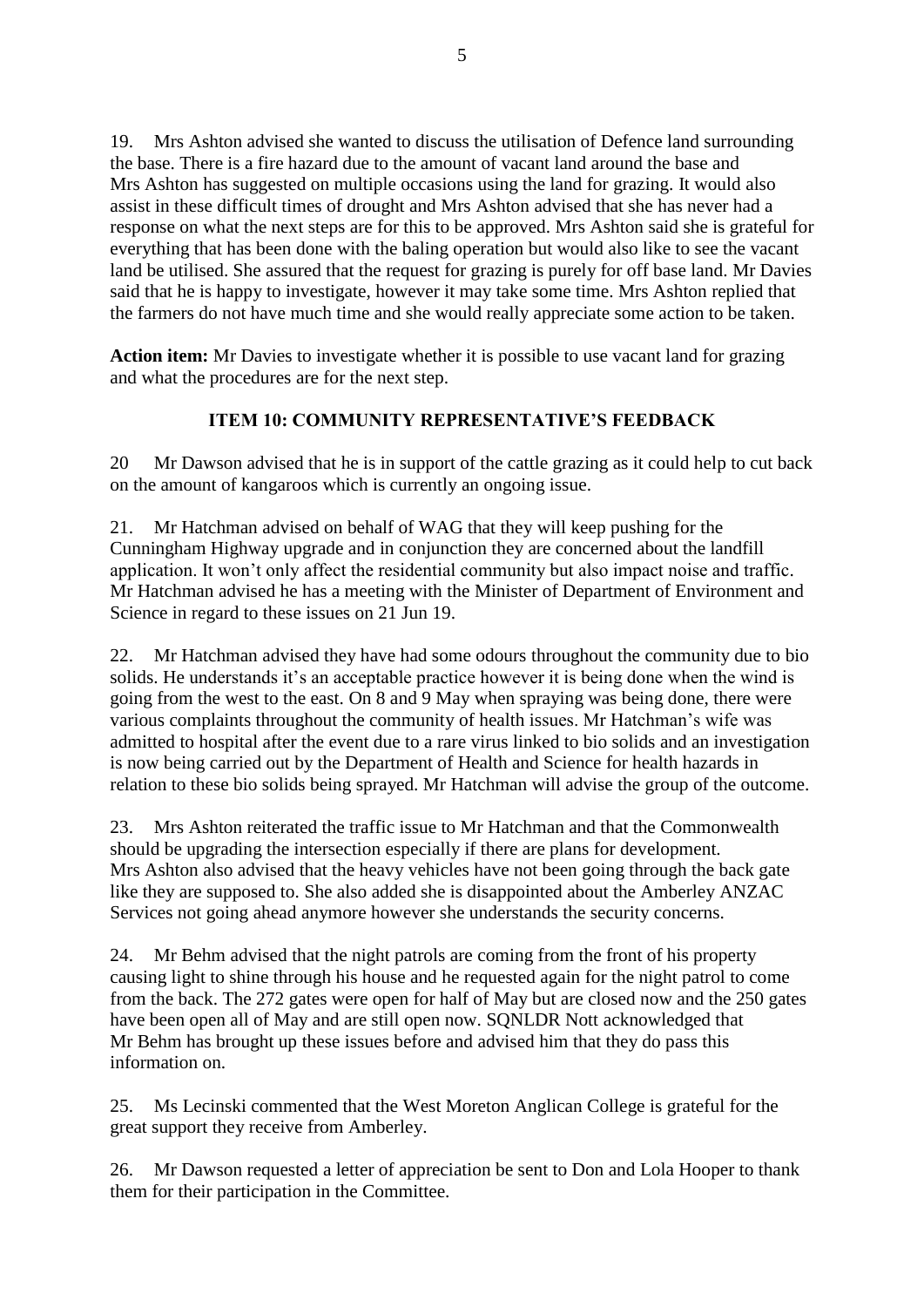19. Mrs Ashton advised she wanted to discuss the utilisation of Defence land surrounding the base. There is a fire hazard due to the amount of vacant land around the base and Mrs Ashton has suggested on multiple occasions using the land for grazing. It would also assist in these difficult times of drought and Mrs Ashton advised that she has never had a response on what the next steps are for this to be approved. Mrs Ashton said she is grateful for everything that has been done with the baling operation but would also like to see the vacant land be utilised. She assured that the request for grazing is purely for off base land. Mr Davies said that he is happy to investigate, however it may take some time. Mrs Ashton replied that the farmers do not have much time and she would really appreciate some action to be taken.

**Action item:** Mr Davies to investigate whether it is possible to use vacant land for grazing and what the procedures are for the next step.

## ITEM 10: COMMUNITY REPRESENTATIVE'S FEEDBACK

20 Mr Dawson advised that he is in support of the cattle grazing as it could help to cut back on the amount of kangaroos which is currently an ongoing issue.

21. Mr Hatchman advised on behalf of WAG that they will keep pushing for the Cunningham Highway upgrade and in conjunction they are concerned about the landfill application. It won't only affect the residential community but also impact noise and traffic. Mr Hatchman advised he has a meeting with the Minister of Department of Environment and Science in regard to these issues on 21 Jun 19.

22. Mr Hatchman advised they have had some odours throughout the community due to bio solids. He understands it's an acceptable practice however it is being done when the wind is going from the west to the east. On 8 and 9 May when spraying was being done, there were various complaints throughout the community of health issues. Mr Hatchman's wife was admitted to hospital after the event due to a rare virus linked to bio solids and an investigation is now being carried out by the Department of Health and Science for health hazards in relation to these bio solids being sprayed. Mr Hatchman will advise the group of the outcome.

23. Mrs Ashton reiterated the traffic issue to Mr Hatchman and that the Commonwealth should be upgrading the intersection especially if there are plans for development. Mrs Ashton also advised that the heavy vehicles have not been going through the back gate like they are supposed to. She also added she is disappointed about the Amberley ANZAC Services not going ahead anymore however she understands the security concerns.

24. Mr Behm advised that the night patrols are coming from the front of his property causing light to shine through his house and he requested again for the night patrol to come from the back. The 272 gates were open for half of May but are closed now and the 250 gates have been open all of May and are still open now. SQNLDR Nott acknowledged that Mr Behm has brought up these issues before and advised him that they do pass this information on.

25. Ms Lecinski commented that the West Moreton Anglican College is grateful for the great support they receive from Amberley.

26. Mr Dawson requested a letter of appreciation be sent to Don and Lola Hooper to thank them for their participation in the Committee.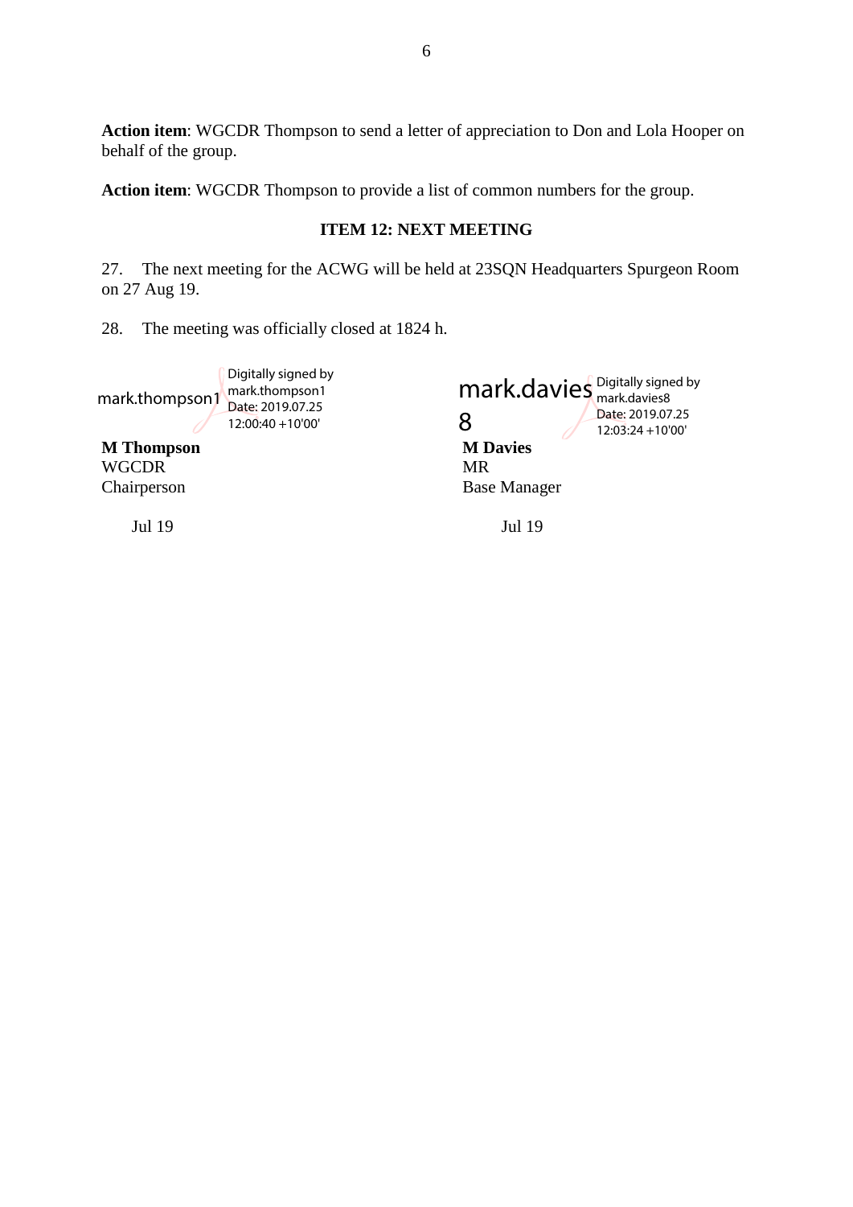**Action item**: WGCDR Thompson to send a letter of appreciation to Don and Lola Hooper on behalf of the group.

**Action item**: WGCDR Thompson to provide a list of common numbers for the group.

### ITEM 12: NEXT MEETING

27. The next meeting for the ACWG will be held at 23SQN Headquarters Spurgeon Room on 27 Aug 19.

28. The meeting was officially closed at 1824 h.

mark.thompson1 Digitally signed by mark.thompson1 Date: 2019.07.25 12:00:40 +10'00'

**M Thompson**
WGCDR
Chairperson

Jul 19

mark.davies8 Digitally signed by mark.davies8 Date: 2019.07.25 12:03:24 +10'00'

**M Davies**
MR
Base Manager

Jul 19